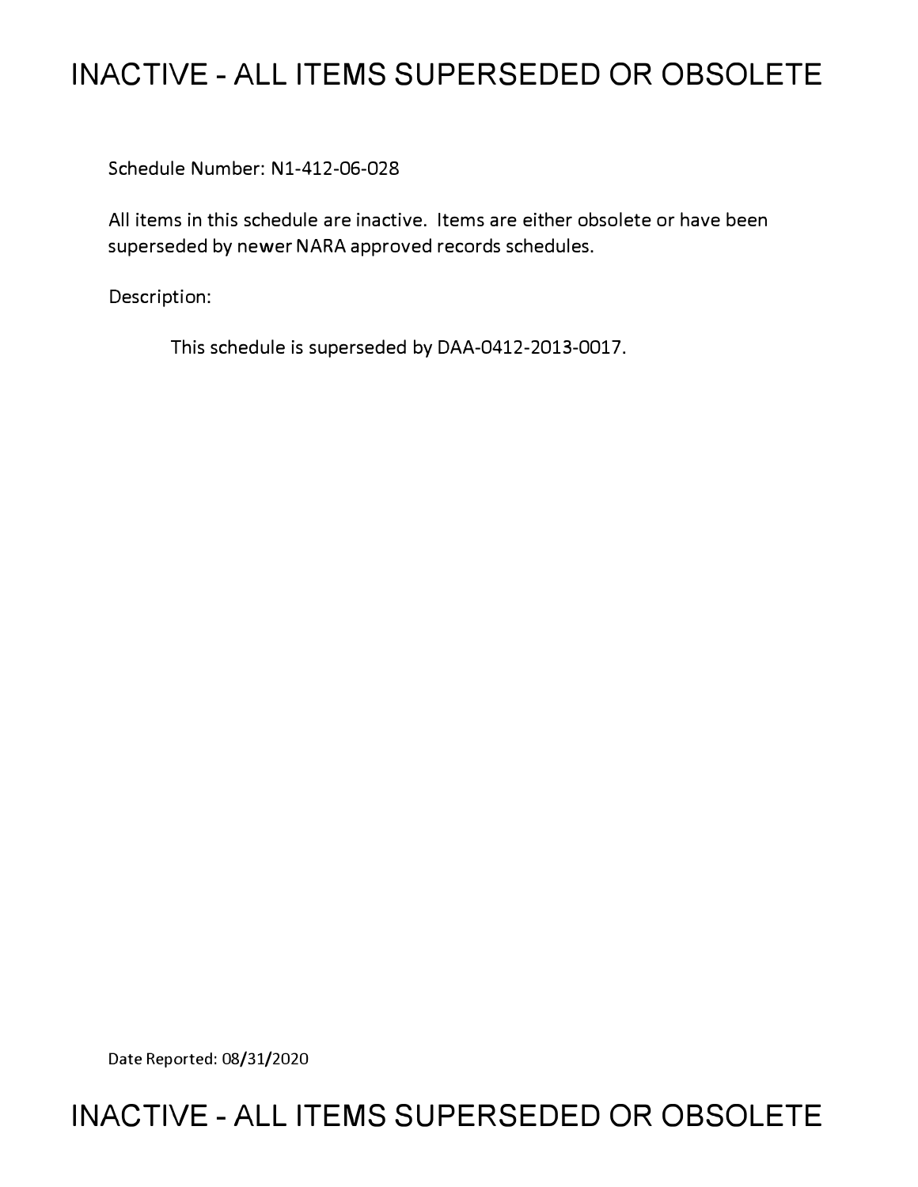# INACTIVE - ALL ITEMS SUPERSEDED OR OBSOLETE

Schedule Number: N1-412-06-028

All items in this schedule are inactive. Items are either obsolete or have been superseded by newer NARA approved records schedules.

Description:

This schedule is superseded by DAA-0412-2013-0017.

Date Reported: 08/31/2020

# INACTIVE - ALL ITEMS SUPERSEDED OR OBSOLETE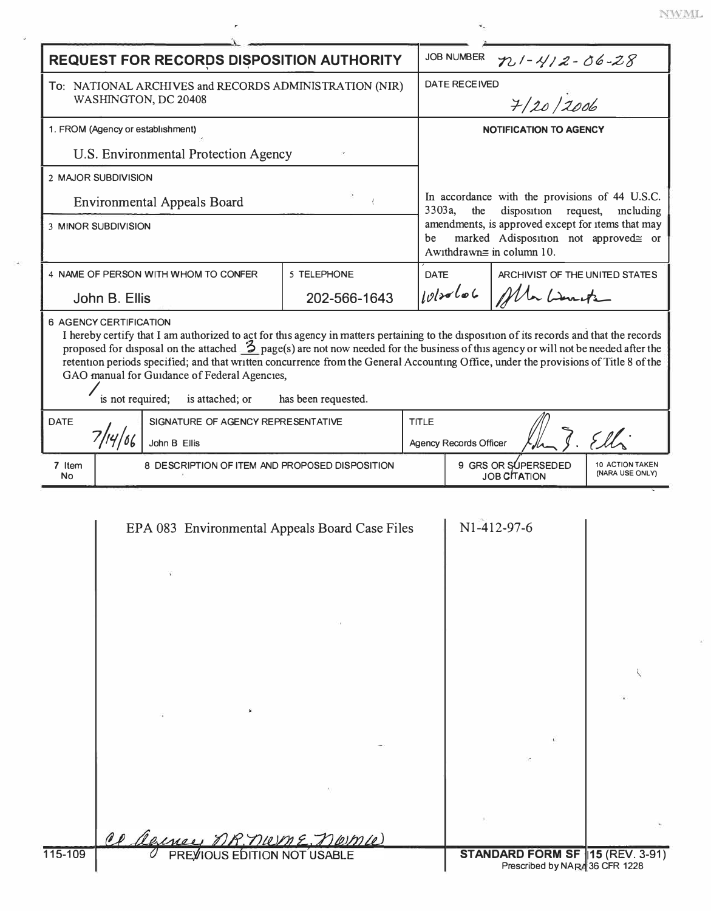NWML

| REQUEST FOR RECORDS DISPOSITION AUTHORITY | | JOB NUMBER N1-412-06-28 |
|---|---|---|
| To: NATIONAL ARCHIVES and RECORDS ADMINISTRATION (NIR) WASHINGTON, DC 20408 | | DATE RECEIVED 7/20/2006 |
| 1. FROM (Agency or establishment) U.S. Environmental Protection Agency | | NOTIFICATION TO AGENCY |
| 2 MAJOR SUBDIVISION Environmental Appeals Board | | In accordance with the provisions of 44 U.S.C. 3303a, the disposition request, including amendments, is approved except for items that may be marked Adisposition not approved≅ or Awithdrawn≅ in column 10. |
| 3 MINOR SUBDIVISION | | |
| 4 NAME OF PERSON WITH WHOM TO CONFER John B. Ellis | 5 TELEPHONE 202-566-1643 | DATE 10/20/06 — ARCHIVIST OF THE UNITED STATES [signature] |

**6 AGENCY CERTIFICATION**

I hereby certify that I am authorized to act for this agency in matters pertaining to the disposition of its records and that the records proposed for disposal on the attached 3 page(s) are not now needed for the business of this agency or will not be needed after the retention periods specified; and that written concurrence from the General Accounting Office, under the provisions of Title 8 of the GAO manual for Guidance of Federal Agencies,

✓ is not required; is attached; or has been requested.

| DATE | SIGNATURE OF AGENCY REPRESENTATIVE | TITLE |
|---|---|---|
| 7/14/06 | John B Ellis | Agency Records Officer [signature] |

| 7 Item No | 8 DESCRIPTION OF ITEM AND PROPOSED DISPOSITION | 9 GRS OR SUPERSEDED JOB CITATION | 10 ACTION TAKEN (NARA USE ONLY) |
|---|---|---|---|
| | EPA 083 Environmental Appeals Board Case Files | N1-412-97-6 | |

cc Agency, NR, NWME, NWML

115-109 PREVIOUS EDITION NOT USABLE

STANDARD FORM SF 115 (REV. 3-91)
Prescribed by NARA 36 CFR 1228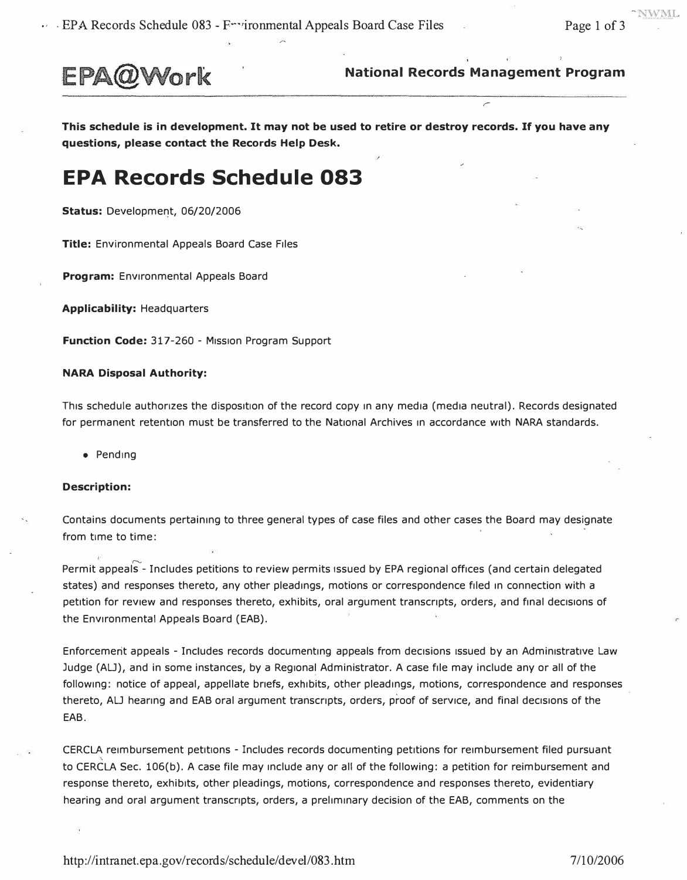EPA@Work

**National Records Management Program**

**This schedule is in development. It may not be used to retire or destroy records. If you have any questions, please contact the Records Help Desk.**

# EPA Records Schedule 083

**Status:** Development, 06/20/2006

**Title:** Environmental Appeals Board Case Files

**Program:** Environmental Appeals Board

**Applicability:** Headquarters

**Function Code:** 317-260 - Mission Program Support

**NARA Disposal Authority:**

This schedule authorizes the disposition of the record copy in any media (media neutral). Records designated for permanent retention must be transferred to the National Archives in accordance with NARA standards.

- Pending

**Description:**

Contains documents pertaining to three general types of case files and other cases the Board may designate from time to time:

Permit appeals - Includes petitions to review permits issued by EPA regional offices (and certain delegated states) and responses thereto, any other pleadings, motions or correspondence filed in connection with a petition for review and responses thereto, exhibits, oral argument transcripts, orders, and final decisions of the Environmental Appeals Board (EAB).

Enforcement appeals - Includes records documenting appeals from decisions issued by an Administrative Law Judge (ALJ), and in some instances, by a Regional Administrator. A case file may include any or all of the following: notice of appeal, appellate briefs, exhibits, other pleadings, motions, correspondence and responses thereto, ALJ hearing and EAB oral argument transcripts, orders, proof of service, and final decisions of the EAB.

CERCLA reimbursement petitions - Includes records documenting petitions for reimbursement filed pursuant to CERCLA Sec. 106(b). A case file may include any or all of the following: a petition for reimbursement and response thereto, exhibits, other pleadings, motions, correspondence and responses thereto, evidentiary hearing and oral argument transcripts, orders, a preliminary decision of the EAB, comments on the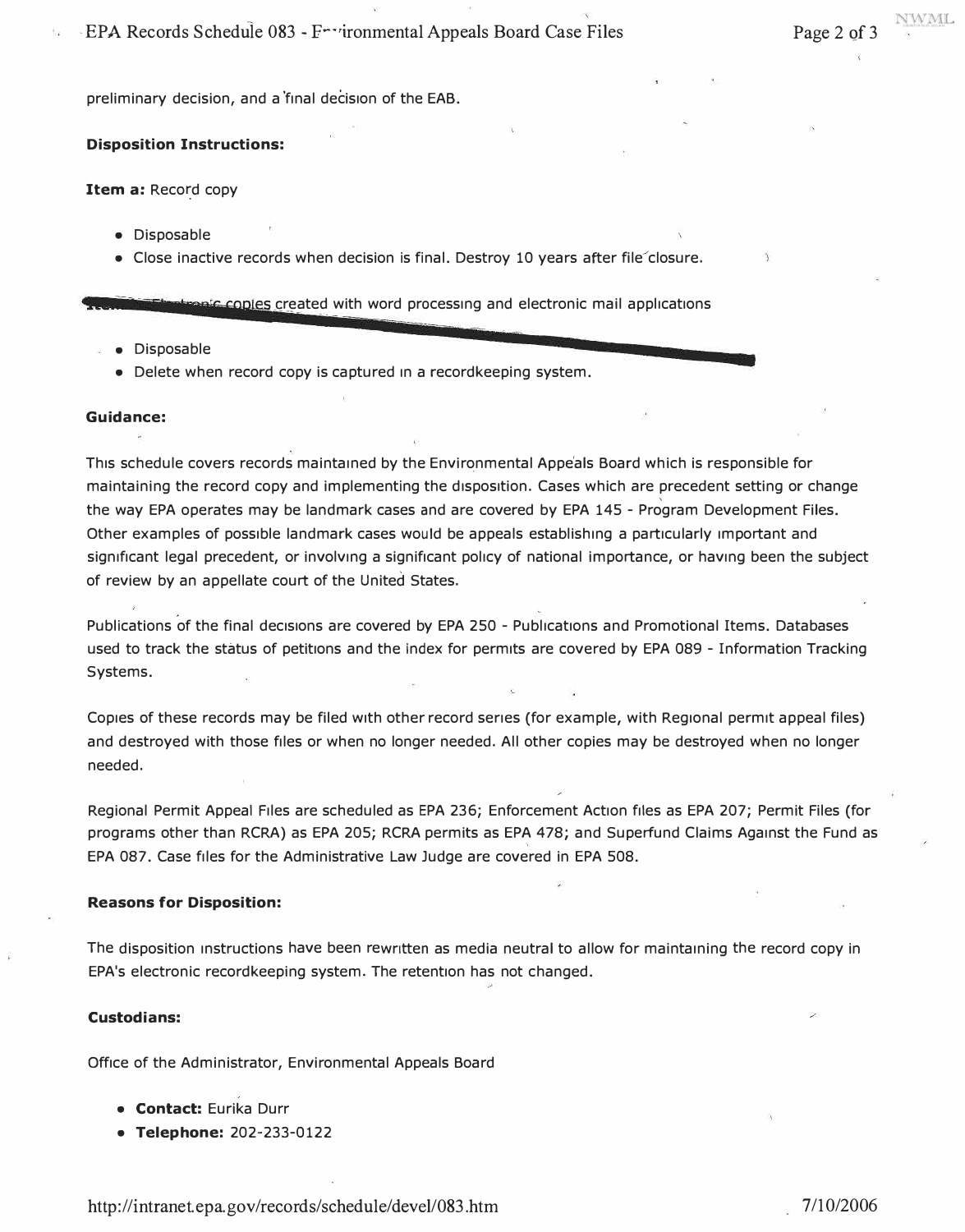preliminary decision, and a final decision of the EAB.

**Disposition Instructions:**

**Item a:** Record copy

- Disposable
- Close inactive records when decision is final. Destroy 10 years after file closure.

**Item b:** Electronic copies created with word processing and electronic mail applications

- Disposable
- Delete when record copy is captured in a recordkeeping system.

**Guidance:**

This schedule covers records maintained by the Environmental Appeals Board which is responsible for maintaining the record copy and implementing the disposition. Cases which are precedent setting or change the way EPA operates may be landmark cases and are covered by EPA 145 - Program Development Files. Other examples of possible landmark cases would be appeals establishing a particularly important and significant legal precedent, or involving a significant policy of national importance, or having been the subject of review by an appellate court of the United States.

Publications of the final decisions are covered by EPA 250 - Publications and Promotional Items. Databases used to track the status of petitions and the index for permits are covered by EPA 089 - Information Tracking Systems.

Copies of these records may be filed with other record series (for example, with Regional permit appeal files) and destroyed with those files or when no longer needed. All other copies may be destroyed when no longer needed.

Regional Permit Appeal Files are scheduled as EPA 236; Enforcement Action files as EPA 207; Permit Files (for programs other than RCRA) as EPA 205; RCRA permits as EPA 478; and Superfund Claims Against the Fund as EPA 087. Case files for the Administrative Law Judge are covered in EPA 508.

**Reasons for Disposition:**

The disposition instructions have been rewritten as media neutral to allow for maintaining the record copy in EPA's electronic recordkeeping system. The retention has not changed.

**Custodians:**

Office of the Administrator, Environmental Appeals Board

- **Contact:** Eurika Durr
- **Telephone:** 202-233-0122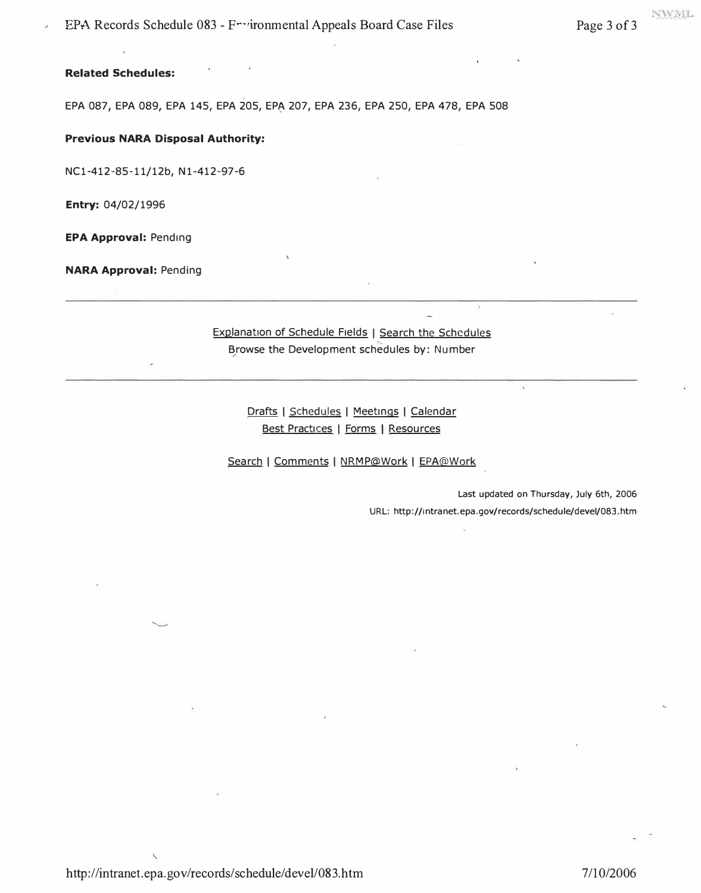**Related Schedules:**

EPA 087, EPA 089, EPA 145, EPA 205, EPA 207, EPA 236, EPA 250, EPA 478, EPA 508

**Previous NARA Disposal Authority:**

NC1-412-85-11/12b, N1-412-97-6

**Entry:** 04/02/1996

**EPA Approval:** Pending

**NARA Approval:** Pending

---

Explanation of Schedule Fields | Search the Schedules
Browse the Development schedules by: Number

---

Drafts | Schedules | Meetings | Calendar
Best Practices | Forms | Resources

Search | Comments | NRMP@Work | EPA@Work

Last updated on Thursday, July 6th, 2006
URL: http://intranet.epa.gov/records/schedule/devel/083.htm